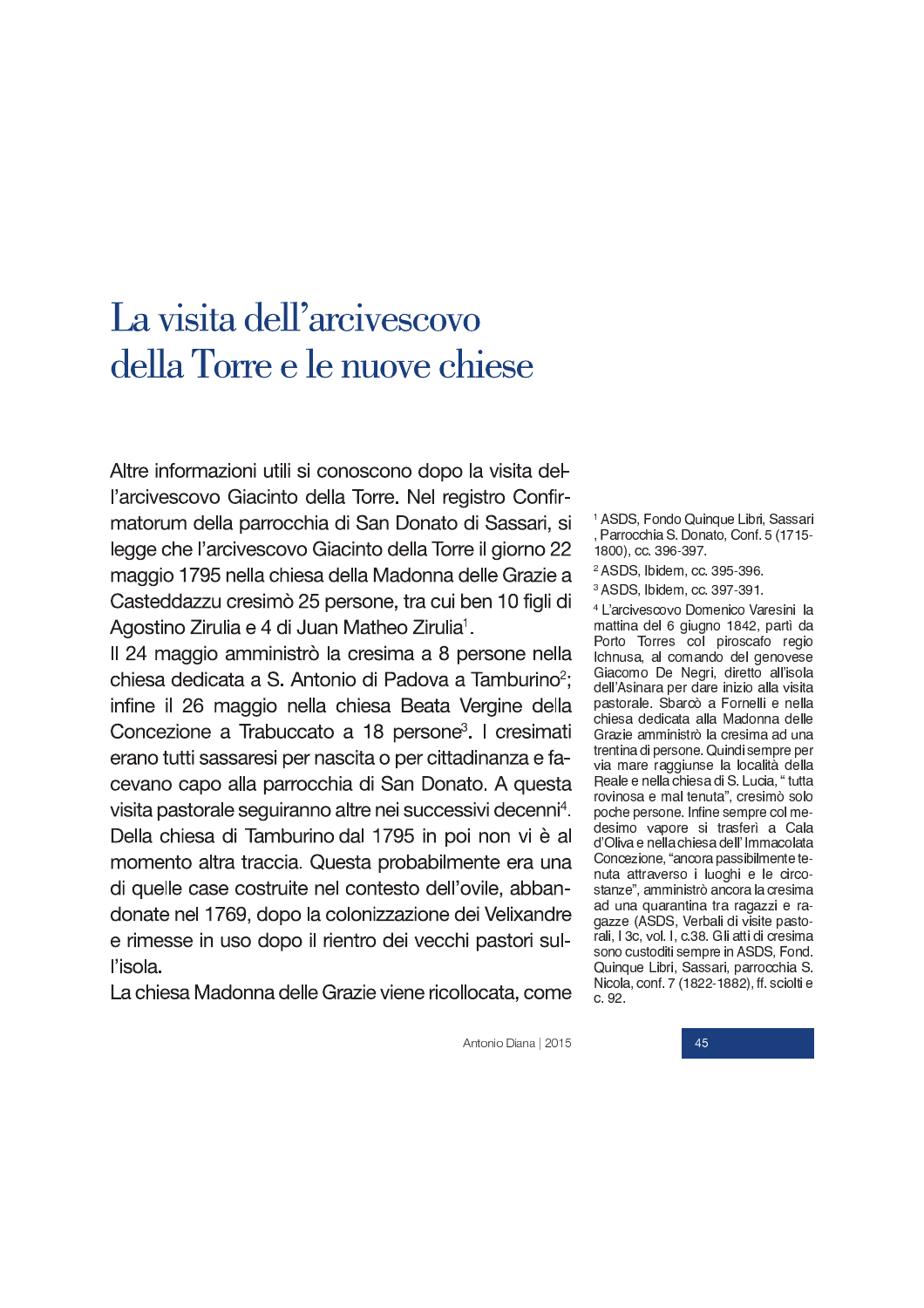# La visita dell'arcivescovo della Torre e le nuove chiese

Altre informazioni utili si conoscono dopo la visita dell'arcivescovo Giacinto della Torre. Nel registro Confirmatorum della parrocchia di San Donato di Sassari, si legge che l'arcivescovo Giacinto della Torre il giorno 22 maggio 1795 nella chiesa della Madonna delle Grazie a Casteddazzu cresimò 25 persone, tra cui ben 10 figli di Agostino Zirulia e 4 di Juan Matheo Zirulia[1].

Il 24 maggio amministrò la cresima a 8 persone nella chiesa dedicata a S. Antonio di Padova a Tamburino[2]; infine il 26 maggio nella chiesa Beata Vergine della Concezione a Trabuccato a 18 persone[3]. I cresimati erano tutti sassaresi per nascita o per cittadinanza e facevano capo alla parrocchia di San Donato. A questa visita pastorale seguiranno altre nei successivi decenni[4].

Della chiesa di Tamburino dal 1795 in poi non vi è al momento altra traccia. Questa probabilmente era una di quelle case costruite nel contesto dell'ovile, abbandonate nel 1769, dopo la colonizzazione dei Velixandre e rimesse in uso dopo il rientro dei vecchi pastori sull'isola.

La chiesa Madonna delle Grazie viene ricollocata, come

[1] ASDS, Fondo Quinque Libri, Sassari , Parrocchia S. Donato, Conf. 5 (1715-1800), cc. 396-397.

[2] ASDS, Ibidem, cc. 395-396.

[3] ASDS, Ibidem, cc. 397-391.

[4] L'arcivescovo Domenico Varesini la mattina del 6 giugno 1842, partì da Porto Torres col piroscafo regio Ichnusa, al comando del genovese Giacomo De Negri, diretto all'isola dell'Asinara per dare inizio alla visita pastorale. Sbarcò a Fornelli e nella chiesa dedicata alla Madonna delle Grazie amministrò la cresima ad una trentina di persone. Quindi sempre per via mare raggiunse la località della Reale e nella chiesa di S. Lucia, " tutta rovinosa e mal tenuta", cresimò solo poche persone. Infine sempre col medesimo vapore si trasferì a Cala d'Oliva e nella chiesa dell' Immacolata Concezione, "ancora passibilmente tenuta attraverso i luoghi e le circostanze", amministrò ancora la cresima ad una quarantina tra ragazzi e ragazze (ASDS, Verbali di visite pastorali, I 3c, vol. I, c.38. Gli atti di cresima sono custoditi sempre in ASDS, Fond. Quinque Libri, Sassari, parrocchia S. Nicola, conf. 7 (1822-1882), ff. sciolti e c. 92.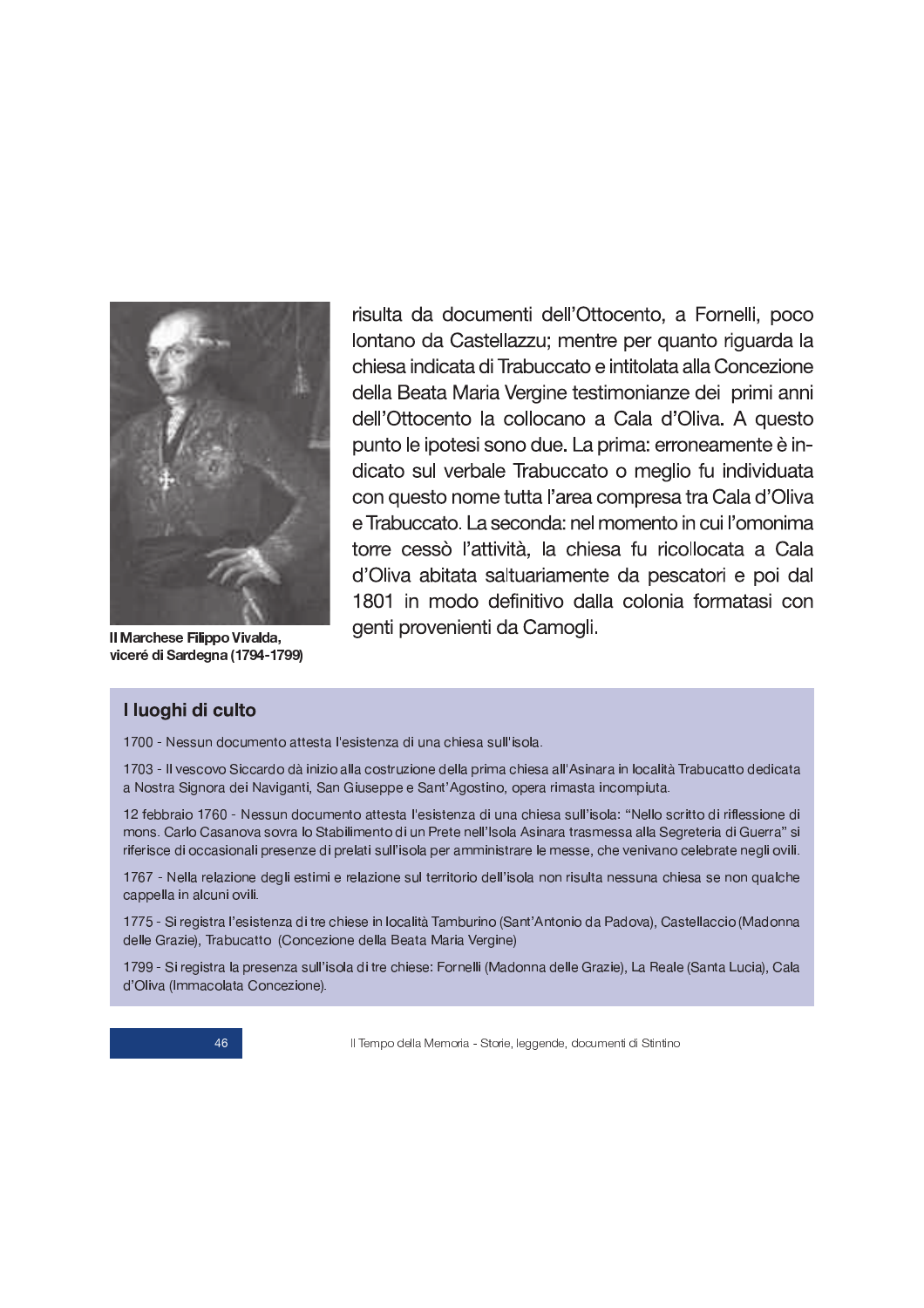risulta da documenti dell'Ottocento, a Fornelli, poco lontano da Castellazzu; mentre per quanto riguarda la chiesa indicata di Trabuccato e intitolata alla Concezione della Beata Maria Vergine testimonianze dei primi anni dell'Ottocento la collocano a Cala d'Oliva. A questo punto le ipotesi sono due. La prima: erroneamente è indicato sul verbale Trabuccato o meglio fu individuata con questo nome tutta l'area compresa tra Cala d'Oliva e Trabuccato. La seconda: nel momento in cui l'omonima torre cessò l'attività, la chiesa fu ricollocata a Cala d'Oliva abitata saltuariamente da pescatori e poi dal 1801 in modo definitivo dalla colonia formatasi con genti provenienti da Camogli.

**Il Marchese Filippo Vivalda, viceré di Sardegna (1794-1799)**

## I luoghi di culto

1700 - Nessun documento attesta l'esistenza di una chiesa sull'isola.

1703 - Il vescovo Siccardo dà inizio alla costruzione della prima chiesa all'Asinara in località Trabucatto dedicata a Nostra Signora dei Naviganti, San Giuseppe e Sant'Agostino, opera rimasta incompiuta.

12 febbraio 1760 - Nessun documento attesta l'esistenza di una chiesa sull'isola: "Nello scritto di riflessione di mons. Carlo Casanova sovra lo Stabilimento di un Prete nell'Isola Asinara trasmessa alla Segreteria di Guerra" si riferisce di occasionali presenze di prelati sull'isola per amministrare le messe, che venivano celebrate negli ovili.

1767 - Nella relazione degli estimi e relazione sul territorio dell'isola non risulta nessuna chiesa se non qualche cappella in alcuni ovili.

1775 - Si registra l'esistenza di tre chiese in località Tamburino (Sant'Antonio da Padova), Castellaccio (Madonna delle Grazie), Trabucatto (Concezione della Beata Maria Vergine)

1799 - Si registra la presenza sull'isola di tre chiese: Fornelli (Madonna delle Grazie), La Reale (Santa Lucia), Cala d'Oliva (Immacolata Concezione).